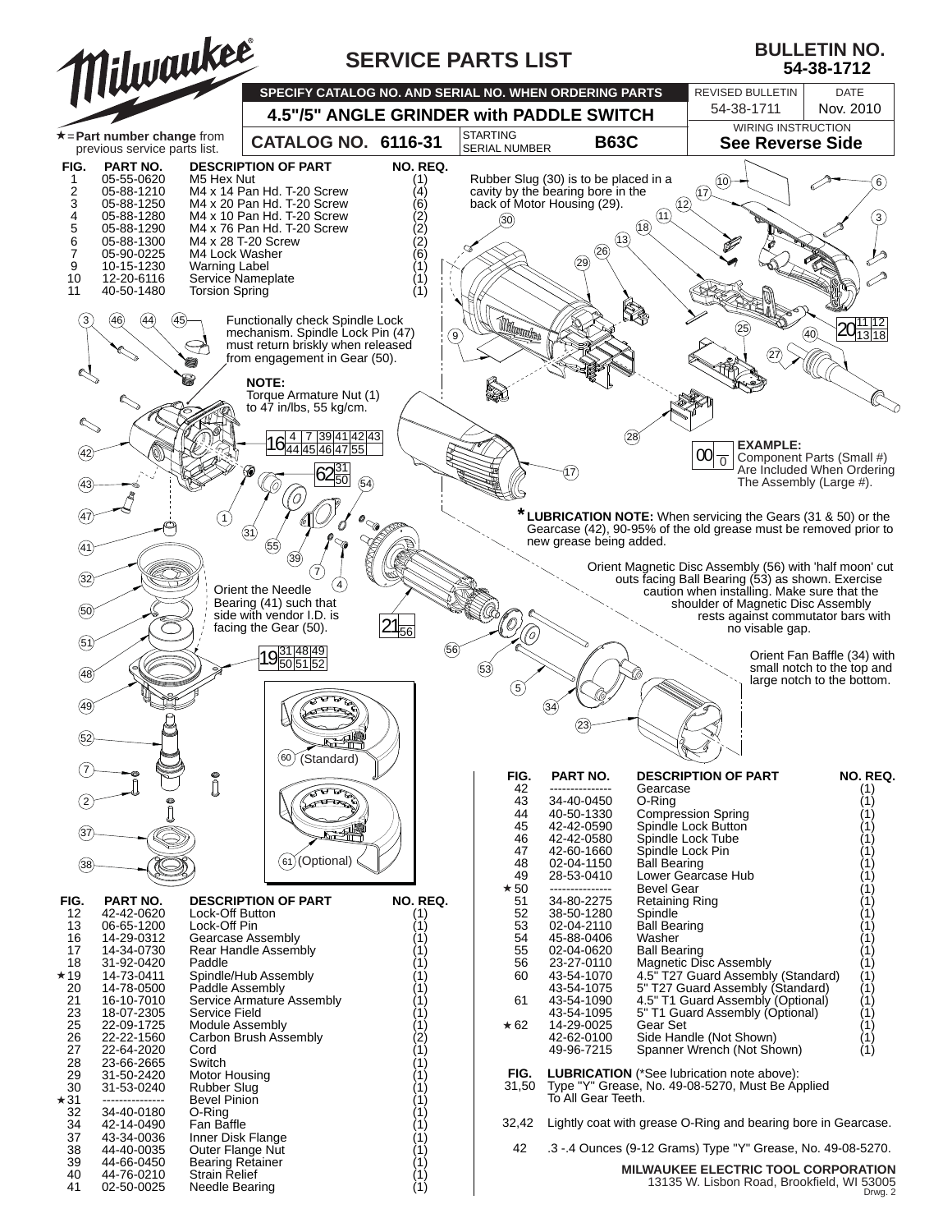# SERVICE PARTS LIST

**BULLETIN NO. 54-38-1712**

**SPECIFY CATALOG NO. AND SERIAL NO. WHEN ORDERING PARTS**

**4.5"/5" ANGLE GRINDER with PADDLE SWITCH**

**CATALOG NO. 6116-31** | STARTING SERIAL NUMBER **B63C**

| REVISED BULLETIN | DATE |
|---|---|
| 54-38-1711 | Nov. 2010 |

WIRING INSTRUCTION **See Reverse Side**

★=**Part number change** from previous service parts list.

| FIG. | PART NO. | DESCRIPTION OF PART | NO. REQ. |
|---|---|---|---|
| 1 | 05-55-0620 | M5 Hex Nut | (1) |
| 2 | 05-88-1210 | M4 x 14 Pan Hd. T-20 Screw | (4) |
| 3 | 05-88-1250 | M4 x 20 Pan Hd. T-20 Screw | (6) |
| 4 | 05-88-1280 | M4 x 10 Pan Hd. T-20 Screw | (2) |
| 5 | 05-88-1290 | M4 x 76 Pan Hd. T-20 Screw | (2) |
| 6 | 05-88-1300 | M4 x 28 T-20 Screw | (2) |
| 7 | 05-90-0225 | M4 Lock Washer | (6) |
| 9 | 10-15-1230 | Warning Label | (1) |
| 10 | 12-20-6116 | Service Nameplate | (1) |
| 11 | 40-50-1480 | Torsion Spring | (1) |
| 12 | 42-42-0620 | Lock-Off Button | (1) |
| 13 | 06-65-1200 | Lock-Off Pin | (1) |
| 16 | 14-29-0312 | Gearcase Assembly | (1) |
| 17 | 14-34-0730 | Rear Handle Assembly | (1) |
| 18 | 31-92-0420 | Paddle | (1) |
| ★19 | 14-73-0411 | Spindle/Hub Assembly | (1) |
| 20 | 14-78-0500 | Paddle Assembly | (1) |
| 21 | 16-10-7010 | Service Armature Assembly | (1) |
| 23 | 18-07-2305 | Service Field | (1) |
| 25 | 22-09-1725 | Module Assembly | (1) |
| 26 | 22-22-1560 | Carbon Brush Assembly | (2) |
| 27 | 22-64-2020 | Cord | (1) |
| 28 | 23-66-2665 | Switch | (1) |
| 29 | 31-50-2420 | Motor Housing | (1) |
| 30 | 31-53-0240 | Rubber Slug | (1) |
| ★31 | --------------- | Bevel Pinion | (1) |
| 32 | 34-40-0180 | O-Ring | (1) |
| 34 | 42-14-0490 | Fan Baffle | (1) |
| 37 | 43-34-0036 | Inner Disk Flange | (1) |
| 38 | 44-40-0035 | Outer Flange Nut | (1) |
| 39 | 44-66-0450 | Bearing Retainer | (1) |
| 40 | 44-76-0210 | Strain Relief | (1) |
| 41 | 02-50-0025 | Needle Bearing | (1) |
| 42 | --------------- | Gearcase | (1) |
| 43 | 34-40-0450 | O-Ring | (1) |
| 44 | 40-50-1330 | Compression Spring | (1) |
| 45 | 42-42-0590 | Spindle Lock Button | (1) |
| 46 | 42-42-0580 | Spindle Lock Tube | (1) |
| 47 | 42-60-1660 | Spindle Lock Pin | (1) |
| 48 | 02-04-1150 | Ball Bearing | (1) |
| 49 | 28-53-0410 | Lower Gearcase Hub | (1) |
| ★50 | --------------- | Bevel Gear | (1) |
| 51 | 34-80-2275 | Retaining Ring | (1) |
| 52 | 38-50-1280 | Spindle | (1) |
| 53 | 02-04-2110 | Ball Bearing | (1) |
| 54 | 45-88-0406 | Washer | (1) |
| 55 | 02-04-0620 | Ball Bearing | (1) |
| 56 | 23-27-0110 | Magnetic Disc Assembly | (1) |
| 60 | 43-54-1070 | 4.5" T27 Guard Assembly (Standard) | (1) |
| | 43-54-1075 | 5" T27 Guard Assembly (Standard) | (1) |
| 61 | 43-54-1090 | 4.5" T1 Guard Assembly (Optional) | (1) |
| | 43-54-1095 | 5" T1 Guard Assembly (Optional) | (1) |
| ★62 | 14-29-0025 | Gear Set | (1) |
| | 42-62-0100 | Side Handle (Not Shown) | (1) |
| | 49-96-7215 | Spanner Wrench (Not Shown) | (1) |

Rubber Slug (30) is to be placed in a cavity by the bearing bore in the back of Motor Housing (29).

Functionally check Spindle Lock mechanism. Spindle Lock Pin (47) must return briskly when released from engagement in Gear (50).

**NOTE:** Torque Armature Nut (1) to 47 in/lbs, 55 kg/cm.

Orient the Needle Bearing (41) such that side with vendor I.D. is facing the Gear (50).

Assemblies: 16 (4, 7, 39, 41, 42, 43, 44, 45, 46, 47, 55); 62 (31, 50); 21 (56); 19 (31, 48, 49, 50, 51, 52); 20 (11, 12, 13, 18)

**EXAMPLE:** Component Parts (Small #) Are Included When Ordering The Assembly (Large #).

\* **LUBRICATION NOTE:** When servicing the Gears (31 & 50) or the Gearcase (42), 90-95% of the old grease must be removed prior to new grease being added.

Orient Magnetic Disc Assembly (56) with 'half moon' cut outs facing Ball Bearing (53) as shown. Exercise caution when installing. Make sure that the shoulder of Magnetic Disc Assembly rests against commutator bars with no visable gap.

Orient Fan Baffle (34) with small notch to the top and large notch to the bottom.

60 (Standard)

61 (Optional)

| FIG. | LUBRICATION (*See lubrication note above): |
|---|---|
| 31,50 | Type "Y" Grease, No. 49-08-5270, Must Be Applied To All Gear Teeth. |
| 32,42 | Lightly coat with grease O-Ring and bearing bore in Gearcase. |
| 42 | .3 -.4 Ounces (9-12 Grams) Type "Y" Grease, No. 49-08-5270. |

**MILWAUKEE ELECTRIC TOOL CORPORATION**
13135 W. Lisbon Road, Brookfield, WI 53005
Drwg. 2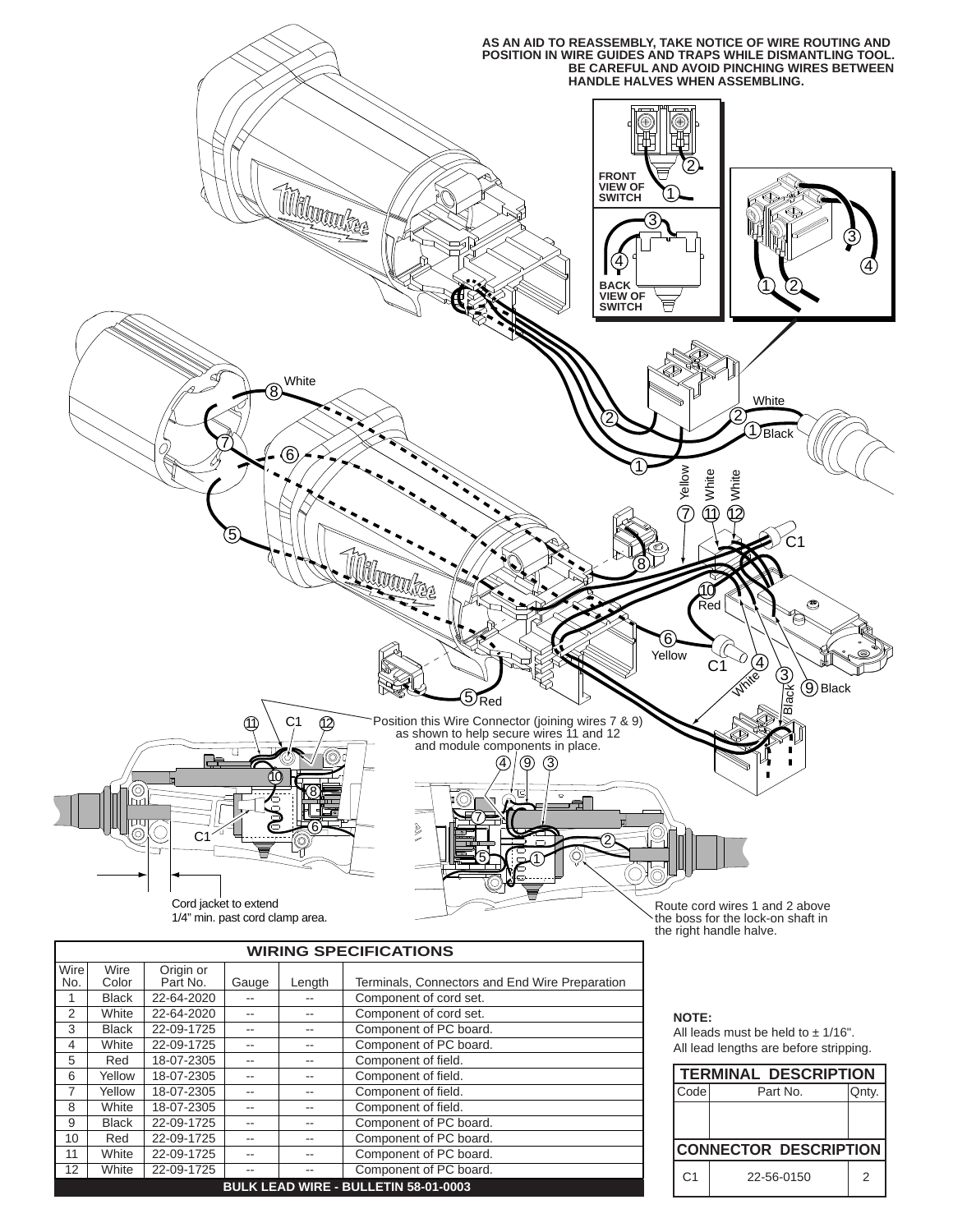AS AN AID TO REASSEMBLY, TAKE NOTICE OF WIRE ROUTING AND POSITION IN WIRE GUIDES AND TRAPS WHILE DISMANTLING TOOL. BE CAREFUL AND AVOID PINCHING WIRES BETWEEN HANDLE HALVES WHEN ASSEMBLING.

FRONT VIEW OF SWITCH

BACK VIEW OF SWITCH

Position this Wire Connector (joining wires 7 & 9) as shown to help secure wires 11 and 12 and module components in place.

Cord jacket to extend 1/4" min. past cord clamp area.

Route cord wires 1 and 2 above the boss for the lock-on shaft in the right handle half.

| WIRING SPECIFICATIONS | | | | | |
|---|---|---|---|---|---|
| Wire No. | Wire Color | Origin or Part No. | Gauge | Length | Terminals, Connectors and End Wire Preparation |
| 1 | Black | 22-64-2020 | -- | -- | Component of cord set. |
| 2 | White | 22-64-2020 | -- | -- | Component of cord set. |
| 3 | Black | 22-09-1725 | -- | -- | Component of PC board. |
| 4 | White | 22-09-1725 | -- | -- | Component of PC board. |
| 5 | Red | 18-07-2305 | -- | -- | Component of field. |
| 6 | Yellow | 18-07-2305 | -- | -- | Component of field. |
| 7 | Yellow | 18-07-2305 | -- | -- | Component of field. |
| 8 | White | 18-07-2305 | -- | -- | Component of field. |
| 9 | Black | 22-09-1725 | -- | -- | Component of PC board. |
| 10 | Red | 22-09-1725 | -- | -- | Component of PC board. |
| 11 | White | 22-09-1725 | -- | -- | Component of PC board. |
| 12 | White | 22-09-1725 | -- | -- | Component of PC board. |
| BULK LEAD WIRE - BULLETIN 58-01-0003 | | | | | |

**NOTE:**
All leads must be held to ± 1/16".
All lead lengths are before stripping.

| TERMINAL DESCRIPTION | | |
|---|---|---|
| Code | Part No. | Qnty. |
| | | |
| **CONNECTOR DESCRIPTION** | | |
| C1 | 22-56-0150 | 2 |